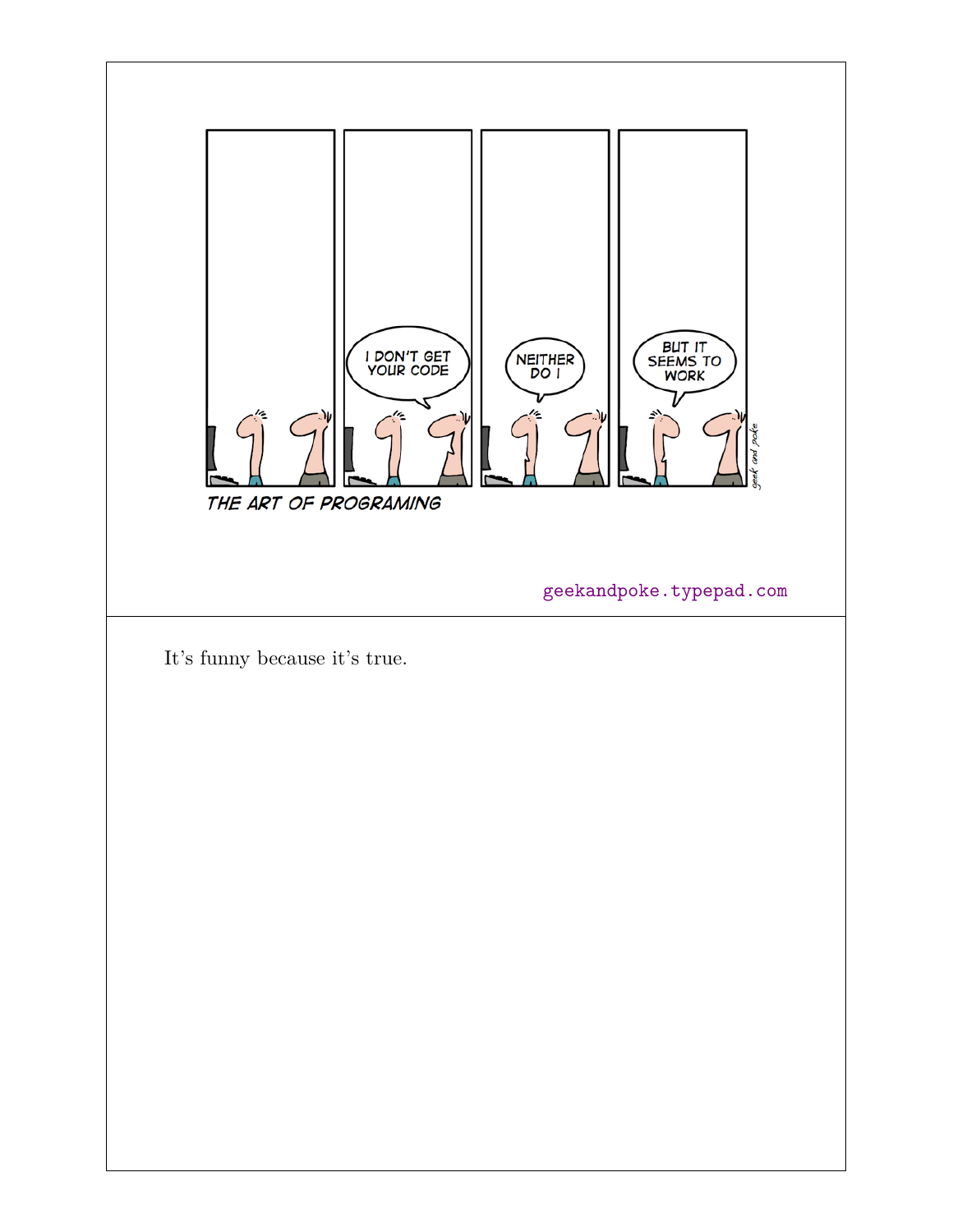geekandpoke.typepad.com

It's funny because it's true.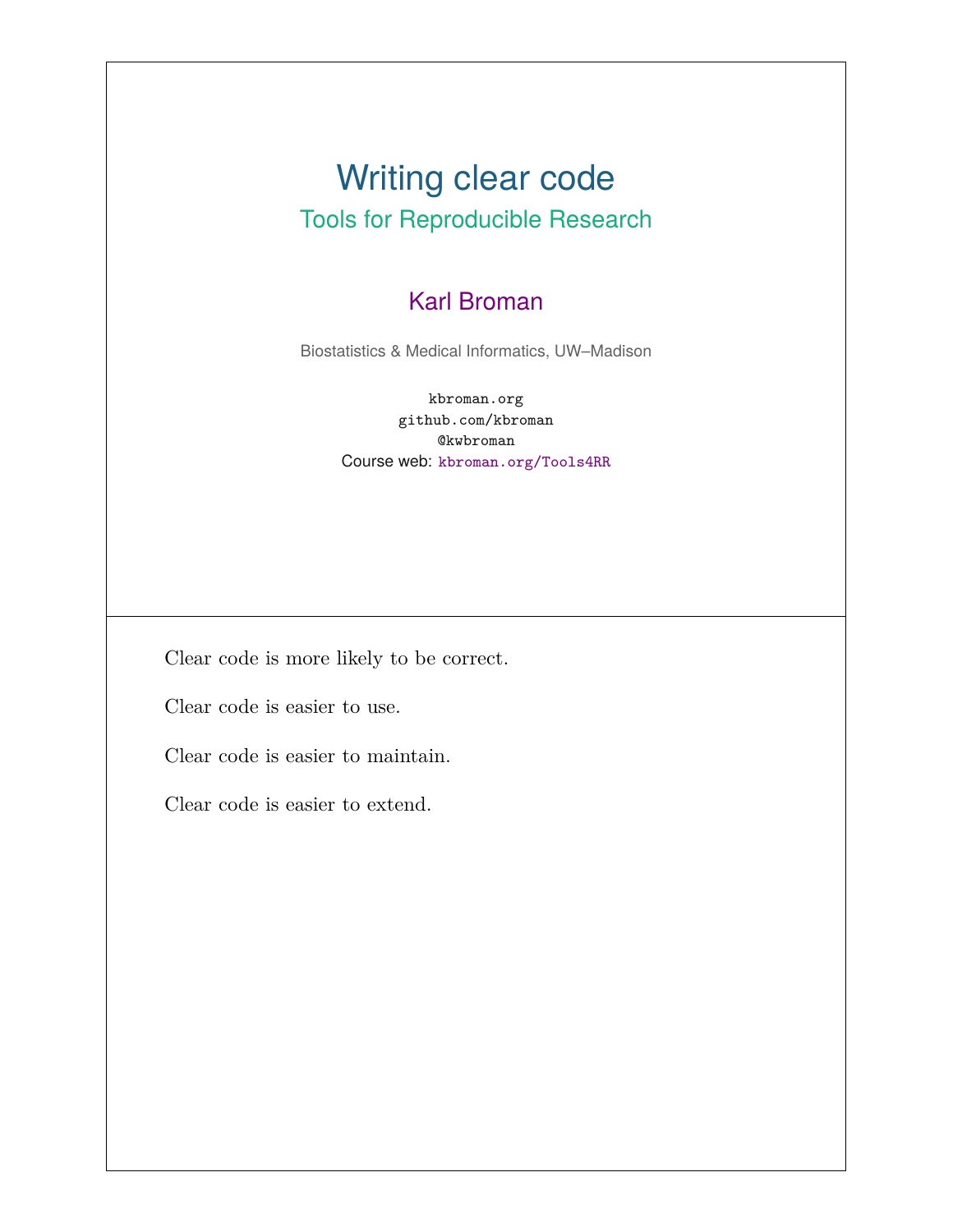# Writing clear code

## Tools for Reproducible Research

Karl Broman

Biostatistics & Medical Informatics, UW–Madison

kbroman.org
github.com/kbroman
@kwbroman
Course web: kbroman.org/Tools4RR

---

Clear code is more likely to be correct.

Clear code is easier to use.

Clear code is easier to maintain.

Clear code is easier to extend.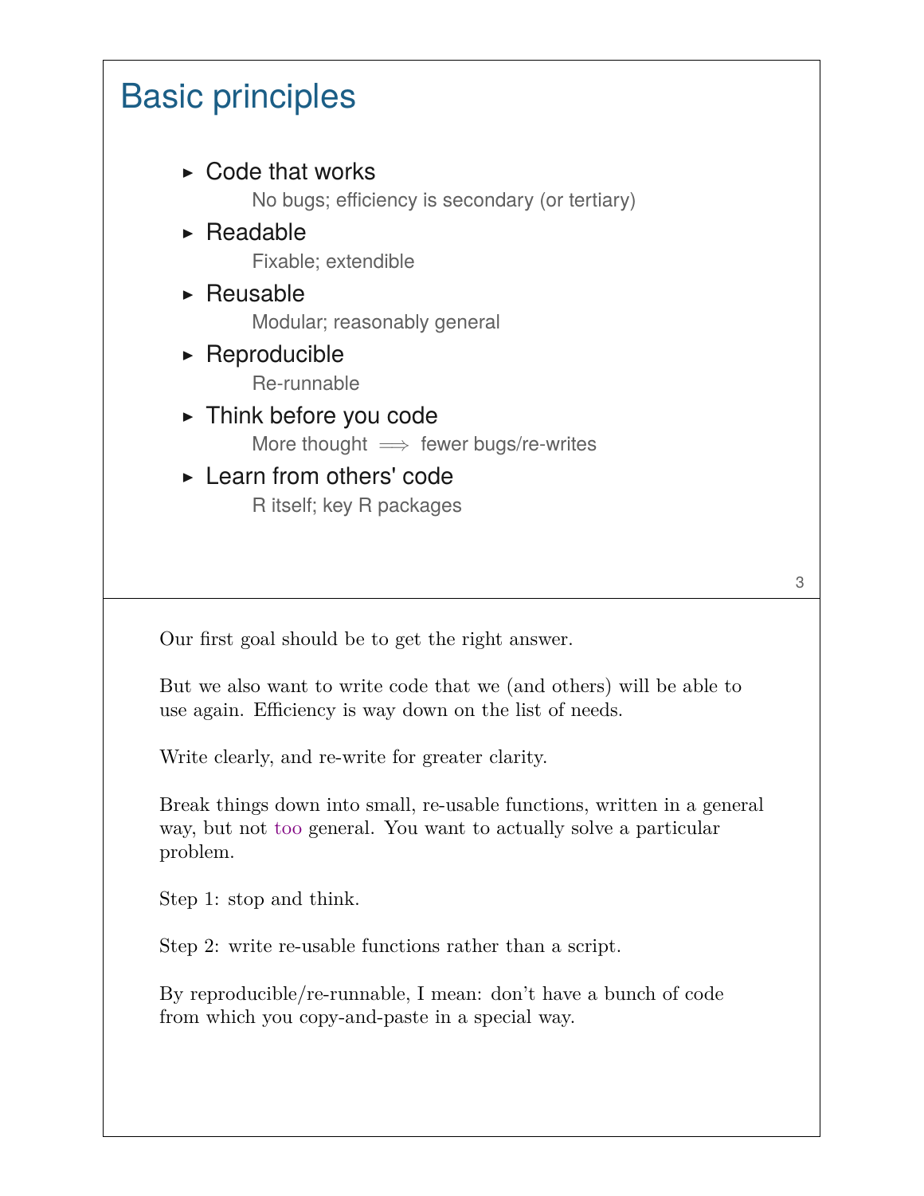# Basic principles

- Code that works
  - No bugs; efficiency is secondary (or tertiary)
- Readable
  - Fixable; extendible
- Reusable
  - Modular; reasonably general
- Reproducible
  - Re-runnable
- Think before you code
  - More thought $\Longrightarrow$ fewer bugs/re-writes
- Learn from others' code
  - R itself; key R packages

Our first goal should be to get the right answer.

But we also want to write code that we (and others) will be able to use again. Efficiency is way down on the list of needs.

Write clearly, and re-write for greater clarity.

Break things down into small, re-usable functions, written in a general way, but not too general. You want to actually solve a particular problem.

Step 1: stop and think.

Step 2: write re-usable functions rather than a script.

By reproducible/re-runnable, I mean: don't have a bunch of code from which you copy-and-paste in a special way.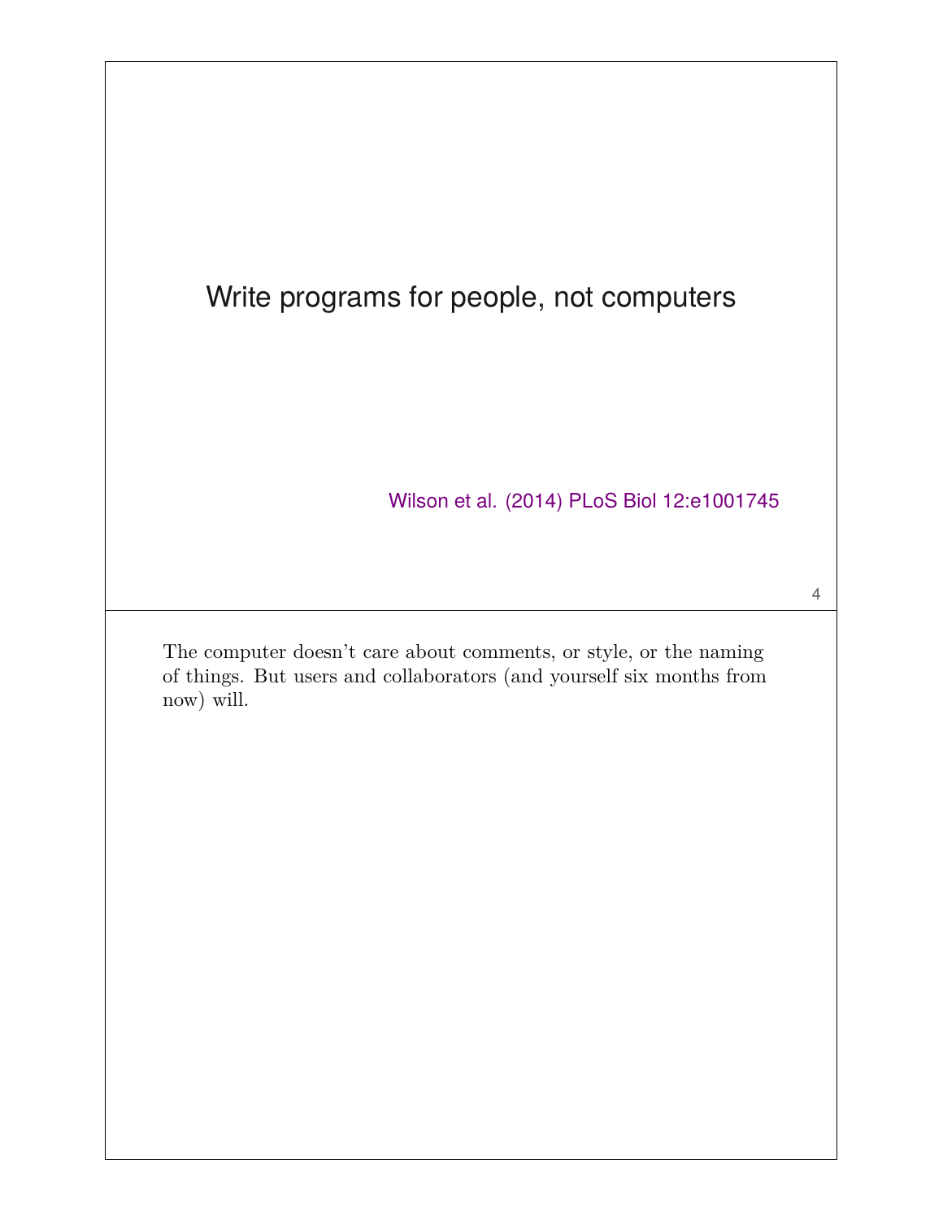## Write programs for people, not computers

Wilson et al. (2014) PLoS Biol 12:e1001745

The computer doesn't care about comments, or style, or the naming of things. But users and collaborators (and yourself six months from now) will.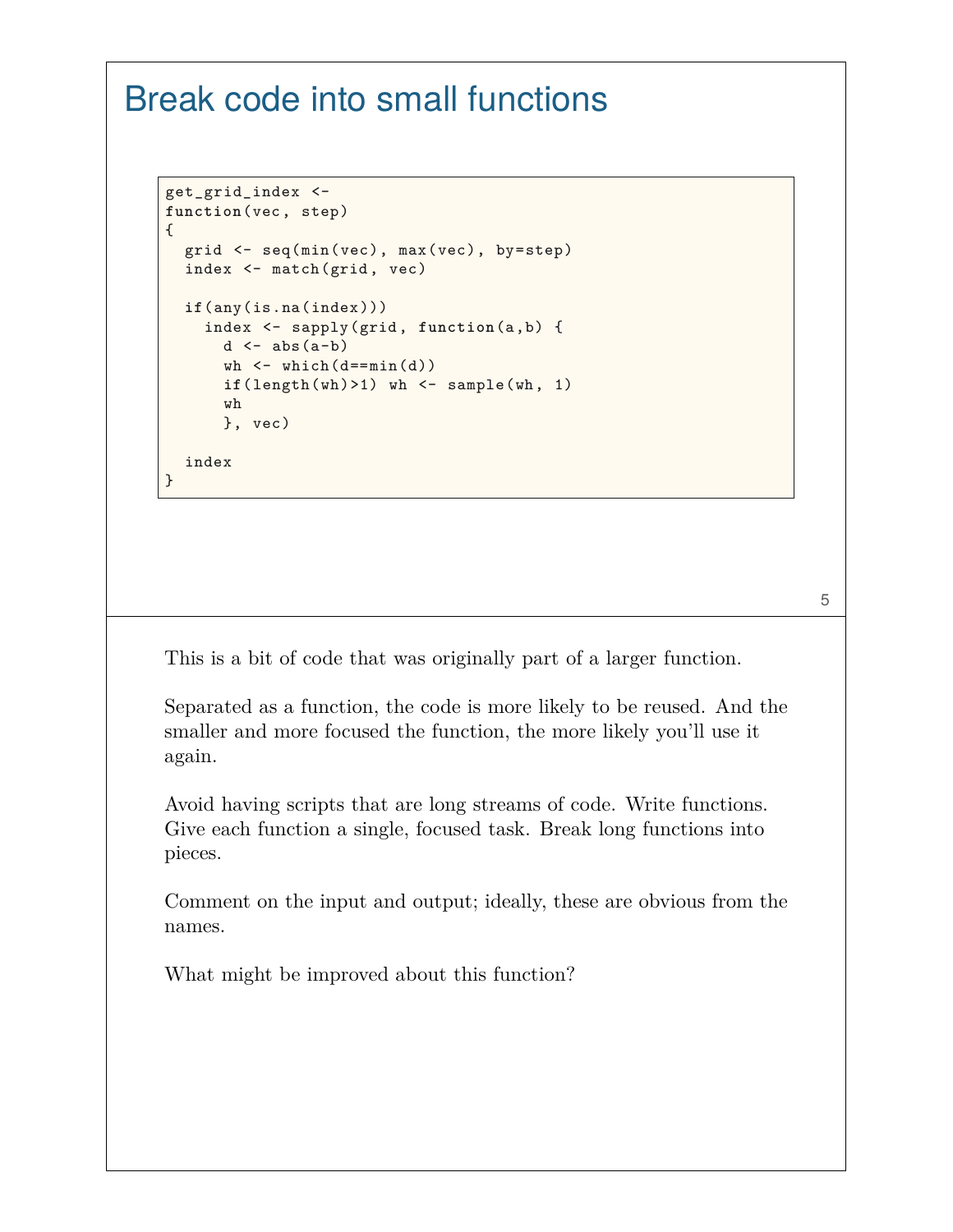# Break code into small functions

```
get_grid_index <-
function(vec, step)
{
  grid <- seq(min(vec), max(vec), by=step)
  index <- match(grid, vec)

  if(any(is.na(index)))
    index <- sapply(grid, function(a,b) {
      d <- abs(a-b)
      wh <- which(d==min(d))
      if(length(wh)>1) wh <- sample(wh, 1)
      wh
      }, vec)

  index
}
```

This is a bit of code that was originally part of a larger function.

Separated as a function, the code is more likely to be reused. And the smaller and more focused the function, the more likely you'll use it again.

Avoid having scripts that are long streams of code. Write functions. Give each function a single, focused task. Break long functions into pieces.

Comment on the input and output; ideally, these are obvious from the names.

What might be improved about this function?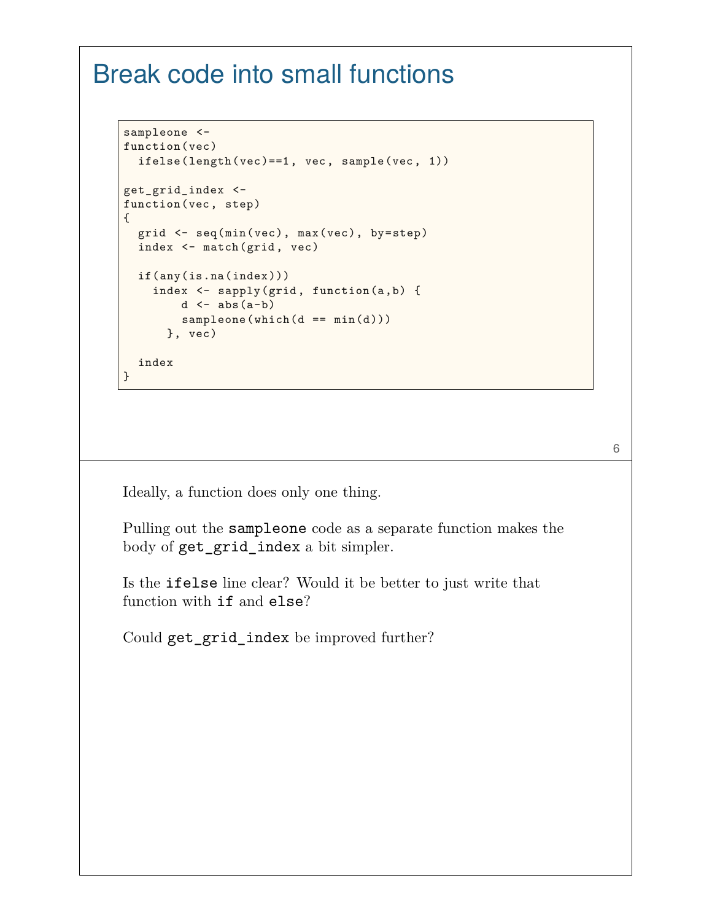# Break code into small functions

```
sampleone <-
function(vec)
  ifelse(length(vec)==1, vec, sample(vec, 1))

get_grid_index <-
function(vec, step)
{
  grid <- seq(min(vec), max(vec), by=step)
  index <- match(grid, vec)

  if(any(is.na(index)))
    index <- sapply(grid, function(a,b) {
        d <- abs(a-b)
        sampleone(which(d == min(d)))
      }, vec)

  index
}
```

Ideally, a function does only one thing.

Pulling out the `sampleone` code as a separate function makes the body of `get_grid_index` a bit simpler.

Is the `ifelse` line clear? Would it be better to just write that function with `if` and `else`?

Could `get_grid_index` be improved further?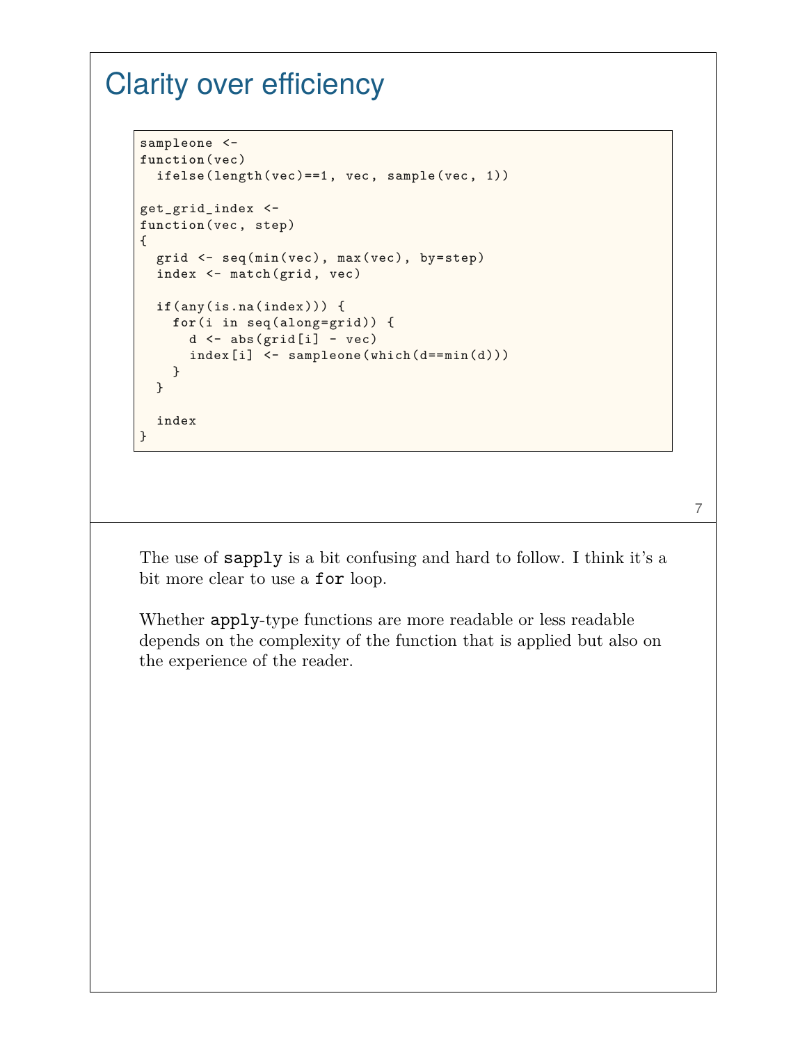# Clarity over efficiency

```
sampleone <-
function(vec)
  ifelse(length(vec)==1, vec, sample(vec, 1))

get_grid_index <-
function(vec, step)
{
  grid <- seq(min(vec), max(vec), by=step)
  index <- match(grid, vec)

  if(any(is.na(index))) {
    for(i in seq(along=grid)) {
      d <- abs(grid[i] - vec)
      index[i] <- sampleone(which(d==min(d)))
    }
  }

  index
}
```

The use of `sapply` is a bit confusing and hard to follow. I think it's a bit more clear to use a `for` loop.

Whether `apply`-type functions are more readable or less readable depends on the complexity of the function that is applied but also on the experience of the reader.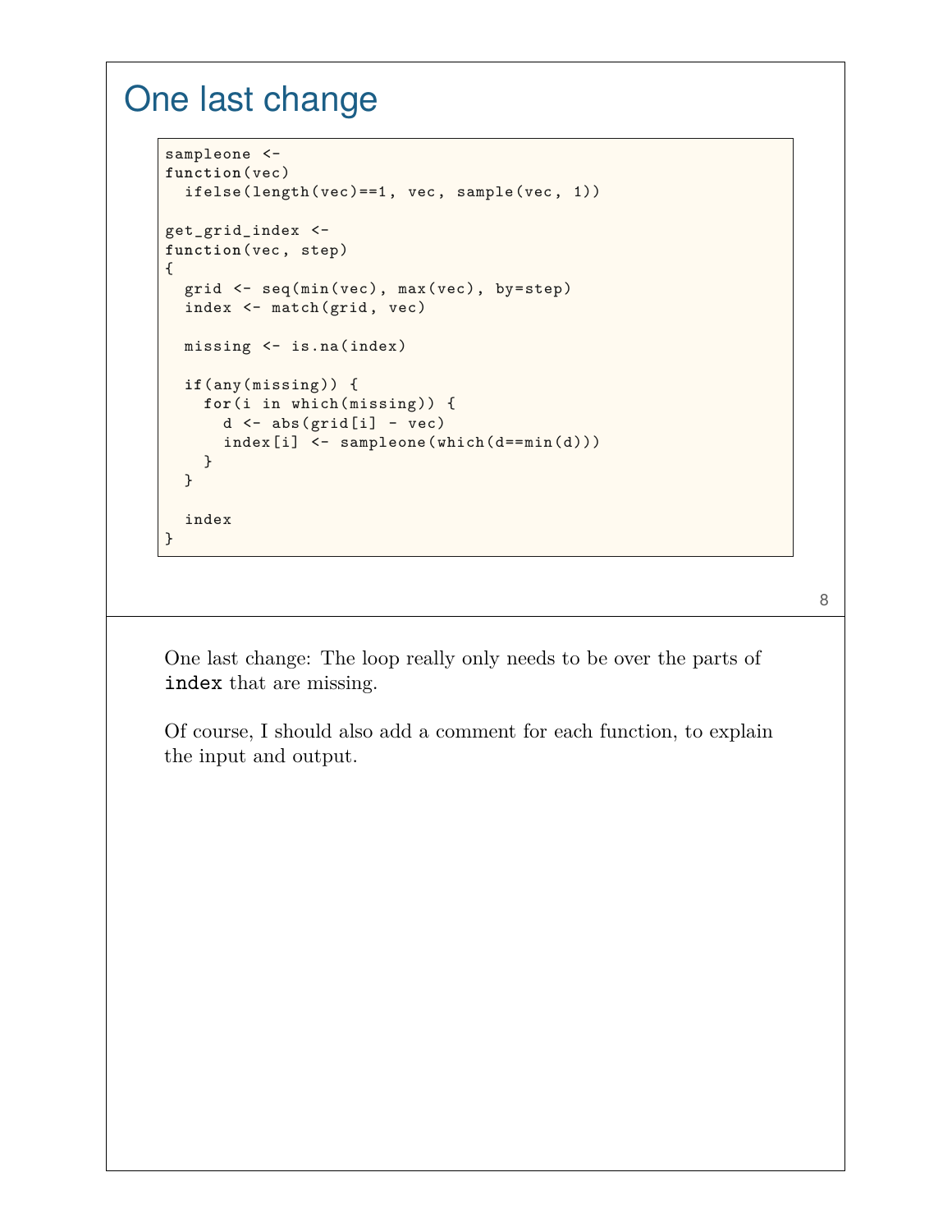# One last change

```
sampleone <-
function(vec)
  ifelse(length(vec)==1, vec, sample(vec, 1))

get_grid_index <-
function(vec, step)
{
  grid <- seq(min(vec), max(vec), by=step)
  index <- match(grid, vec)

  missing <- is.na(index)

  if(any(missing)) {
    for(i in which(missing)) {
      d <- abs(grid[i] - vec)
      index[i] <- sampleone(which(d==min(d)))
    }
  }

  index
}
```

One last change: The loop really only needs to be over the parts of `index` that are missing.

Of course, I should also add a comment for each function, to explain the input and output.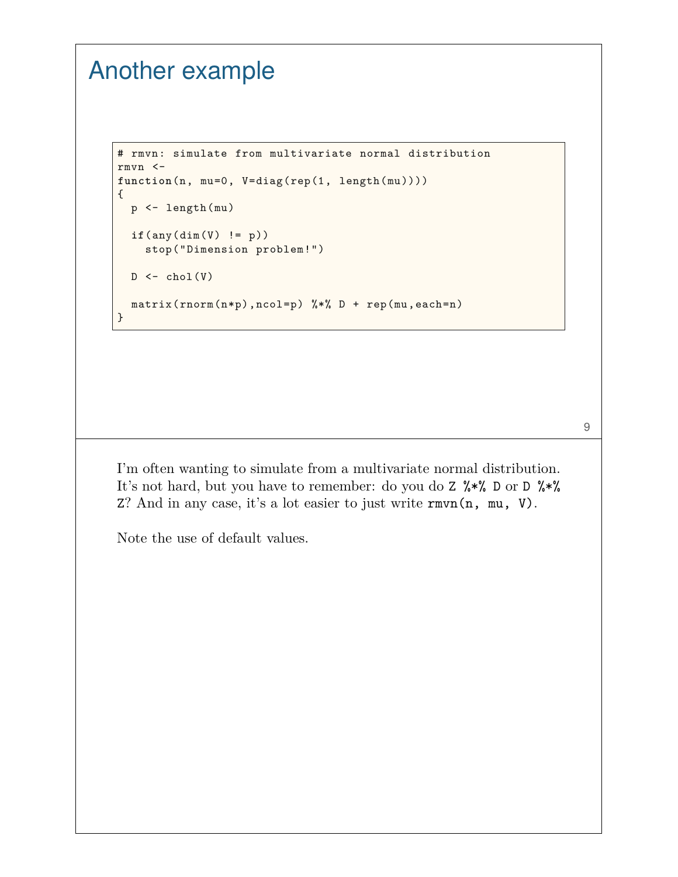# Another example

```
# rmvn: simulate from multivariate normal distribution
rmvn <-
function(n, mu=0, V=diag(rep(1, length(mu))))
{
  p <- length(mu)

  if(any(dim(V) != p))
    stop("Dimension problem!")

  D <- chol(V)

  matrix(rnorm(n*p),ncol=p) %*% D + rep(mu,each=n)
}
```

I'm often wanting to simulate from a multivariate normal distribution. It's not hard, but you have to remember: do you do `Z %*% D` or `D %*% Z`? And in any case, it's a lot easier to just write `rmvn(n, mu, V)`.

Note the use of default values.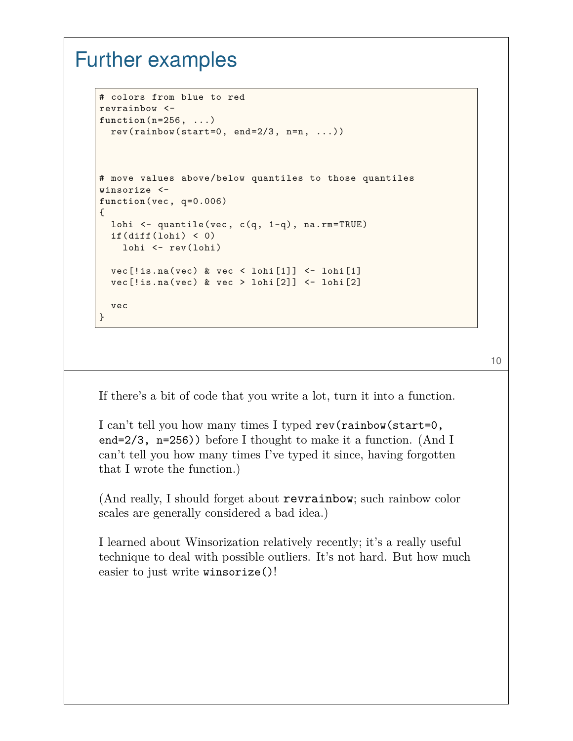# Further examples

```
# colors from blue to red
revrainbow <-
function(n=256, ...)
  rev(rainbow(start=0, end=2/3, n=n, ...))



# move values above/below quantiles to those quantiles
winsorize <-
function(vec, q=0.006)
{
  lohi <- quantile(vec, c(q, 1-q), na.rm=TRUE)
  if(diff(lohi) < 0)
    lohi <- rev(lohi)

  vec[!is.na(vec) & vec < lohi[1]] <- lohi[1]
  vec[!is.na(vec) & vec > lohi[2]] <- lohi[2]

  vec
}
```

If there's a bit of code that you write a lot, turn it into a function.

I can't tell you how many times I typed `rev(rainbow(start=0, end=2/3, n=256))` before I thought to make it a function. (And I can't tell you how many times I've typed it since, having forgotten that I wrote the function.)

(And really, I should forget about `revrainbow`; such rainbow color scales are generally considered a bad idea.)

I learned about Winsorization relatively recently; it's a really useful technique to deal with possible outliers. It's not hard. But how much easier to just write `winsorize()`!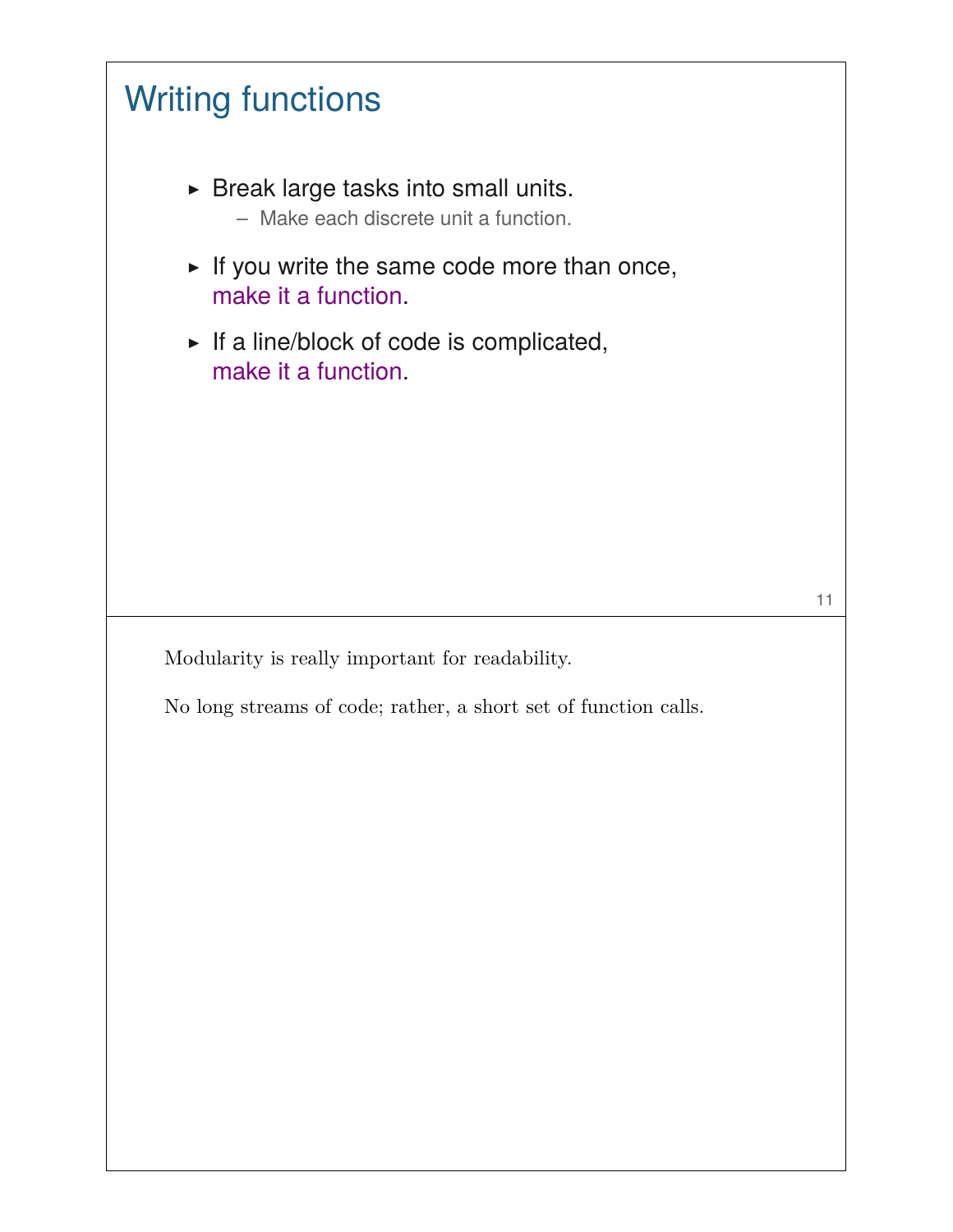# Writing functions

- Break large tasks into small units.
  - Make each discrete unit a function.
- If you write the same code more than once, make it a function.
- If a line/block of code is complicated, make it a function.

Modularity is really important for readability.

No long streams of code; rather, a short set of function calls.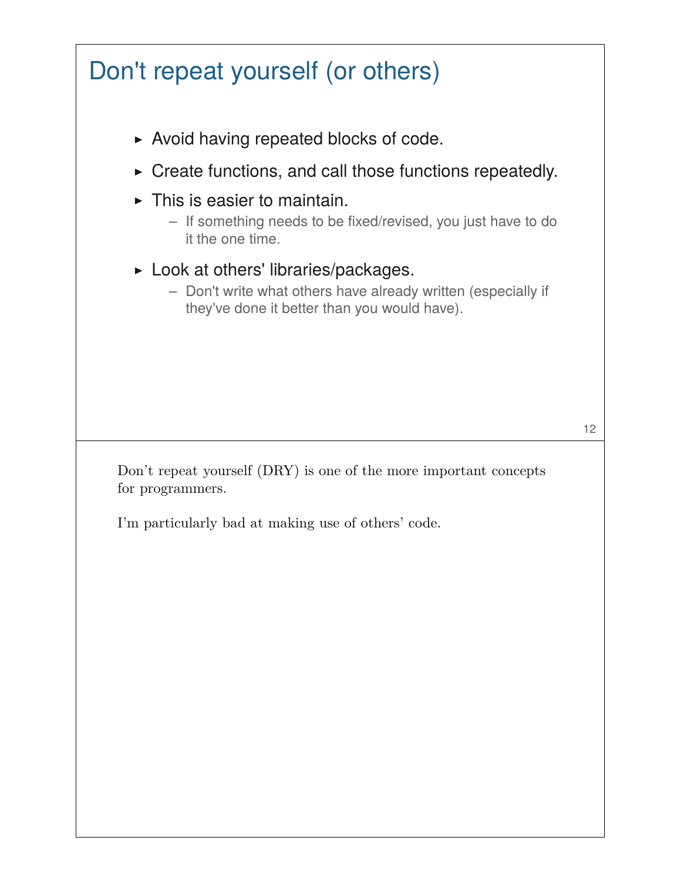# Don't repeat yourself (or others)

- Avoid having repeated blocks of code.
- Create functions, and call those functions repeatedly.
- This is easier to maintain.
  - If something needs to be fixed/revised, you just have to do it the one time.
- Look at others' libraries/packages.
  - Don't write what others have already written (especially if they've done it better than you would have).

Don't repeat yourself (DRY) is one of the more important concepts for programmers.

I'm particularly bad at making use of others' code.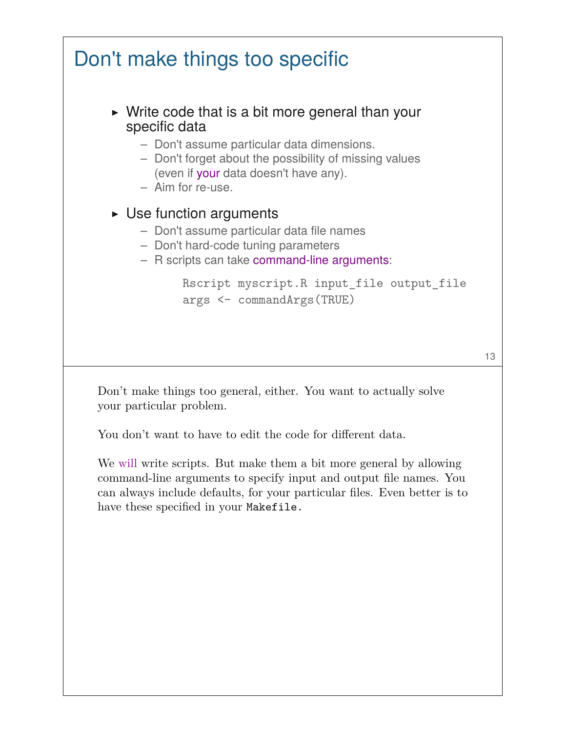# Don't make things too specific

- Write code that is a bit more general than your specific data
  - Don't assume particular data dimensions.
  - Don't forget about the possibility of missing values (even if your data doesn't have any).
  - Aim for re-use.
- Use function arguments
  - Don't assume particular data file names
  - Don't hard-code tuning parameters
  - R scripts can take command-line arguments:

```
Rscript myscript.R input_file output_file
args <- commandArgs(TRUE)
```

Don't make things too general, either. You want to actually solve your particular problem.

You don't want to have to edit the code for different data.

We will write scripts. But make them a bit more general by allowing command-line arguments to specify input and output file names. You can always include defaults, for your particular files. Even better is to have these specified in your `Makefile`.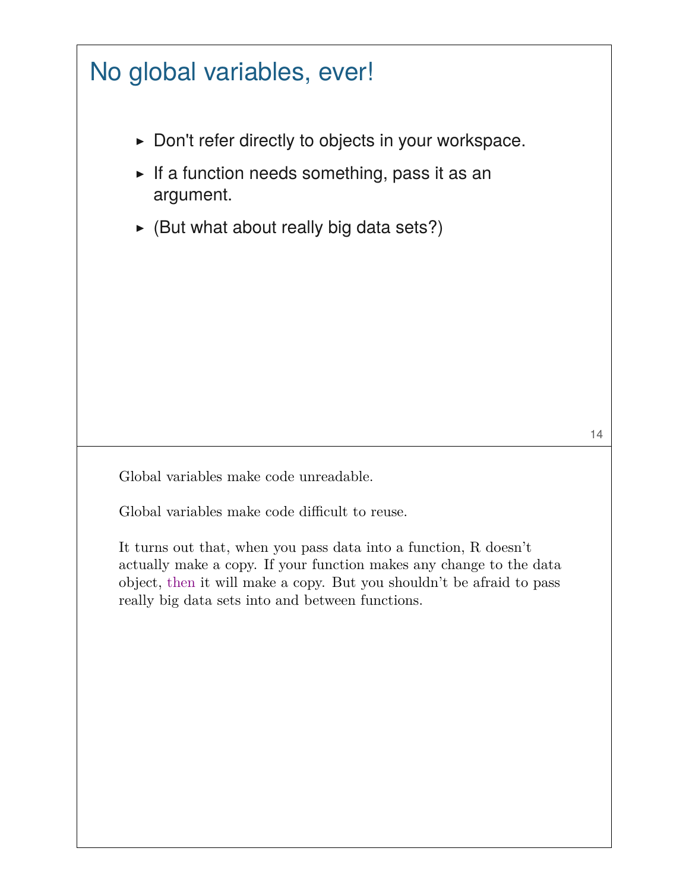## No global variables, ever!

- Don't refer directly to objects in your workspace.
- If a function needs something, pass it as an argument.
- (But what about really big data sets?)

Global variables make code unreadable.

Global variables make code difficult to reuse.

It turns out that, when you pass data into a function, R doesn't actually make a copy. If your function makes any change to the data object, then it will make a copy. But you shouldn't be afraid to pass really big data sets into and between functions.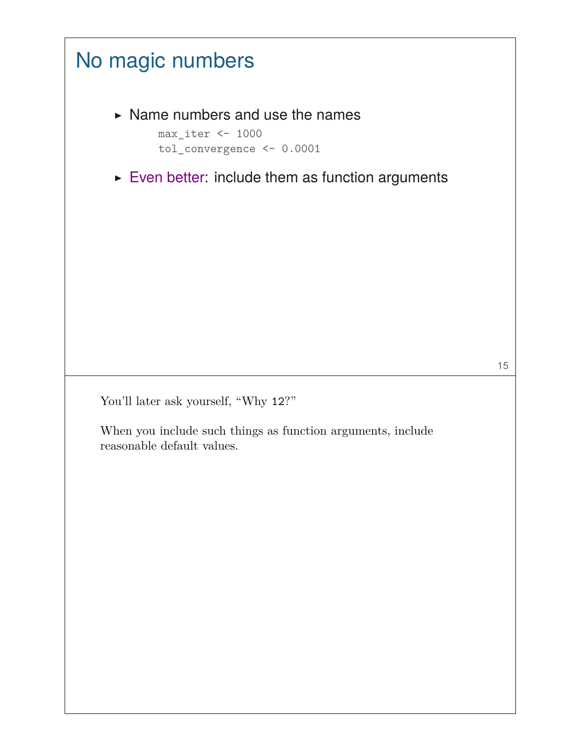# No magic numbers

- Name numbers and use the names

```
max_iter <- 1000
tol_convergence <- 0.0001
```

- Even better: include them as function arguments

You'll later ask yourself, "Why `12`?"

When you include such things as function arguments, include reasonable default values.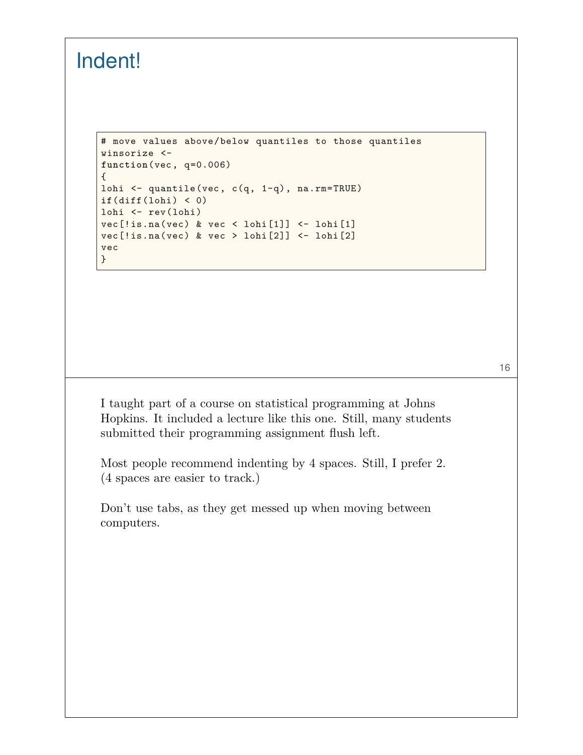# Indent!

```
# move values above/below quantiles to those quantiles
winsorize <-
function(vec, q=0.006)
{
lohi <- quantile(vec, c(q, 1-q), na.rm=TRUE)
if(diff(lohi) < 0)
lohi <- rev(lohi)
vec[!is.na(vec) & vec < lohi[1]] <- lohi[1]
vec[!is.na(vec) & vec > lohi[2]] <- lohi[2]
vec
}
```

I taught part of a course on statistical programming at Johns Hopkins. It included a lecture like this one. Still, many students submitted their programming assignment flush left.

Most people recommend indenting by 4 spaces. Still, I prefer 2. (4 spaces are easier to track.)

Don't use tabs, as they get messed up when moving between computers.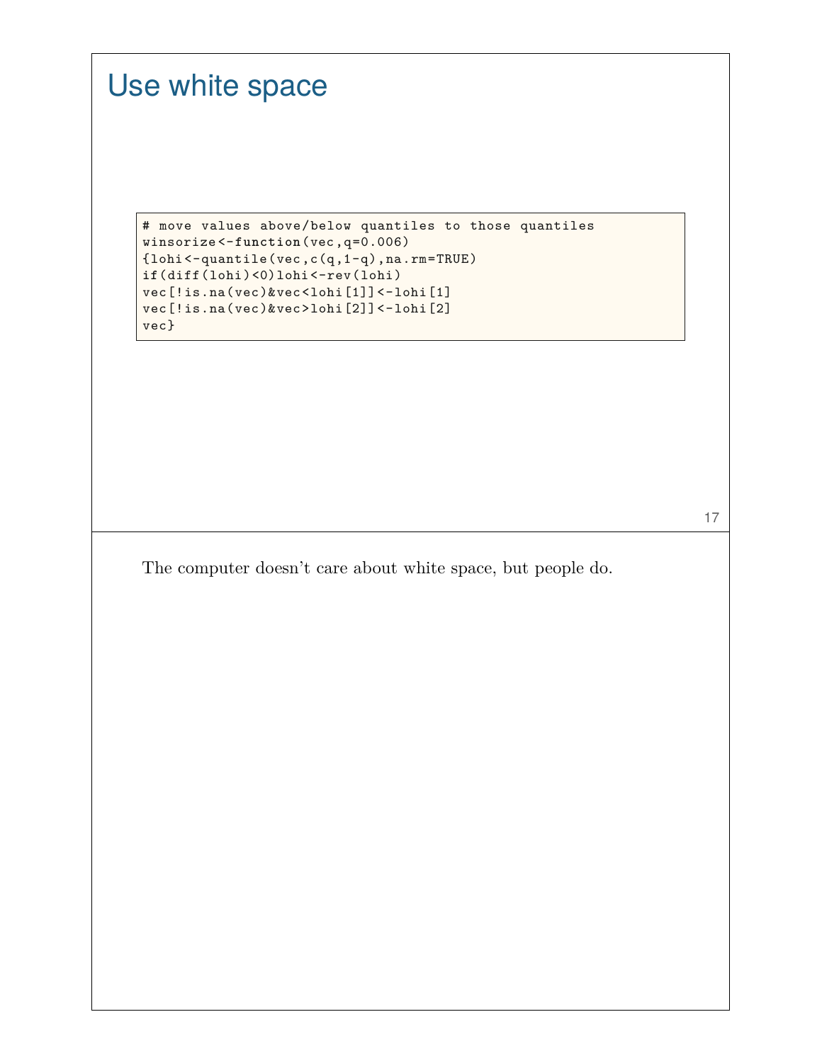# Use white space

```
# move values above/below quantiles to those quantiles
winsorize<-function(vec,q=0.006)
{lohi<-quantile(vec,c(q,1-q),na.rm=TRUE)
if(diff(lohi)<0)lohi<-rev(lohi)
vec[!is.na(vec)&vec<lohi[1]]<-lohi[1]
vec[!is.na(vec)&vec>lohi[2]]<-lohi[2]
vec}
```

The computer doesn't care about white space, but people do.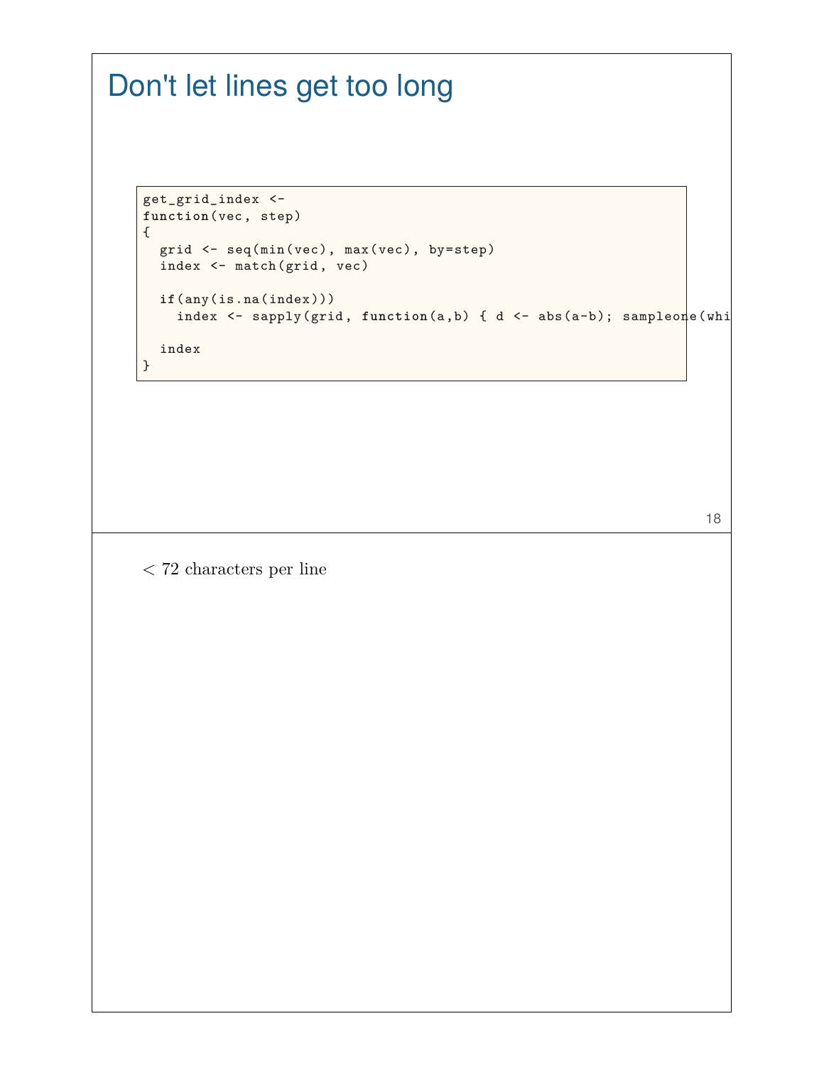# Don't let lines get too long

```
get_grid_index <-
function(vec, step)
{
  grid <- seq(min(vec), max(vec), by=step)
  index <- match(grid, vec)

  if(any(is.na(index)))
    index <- sapply(grid, function(a,b) { d <- abs(a-b); sampleone(whi

  index
}
```

< 72 characters per line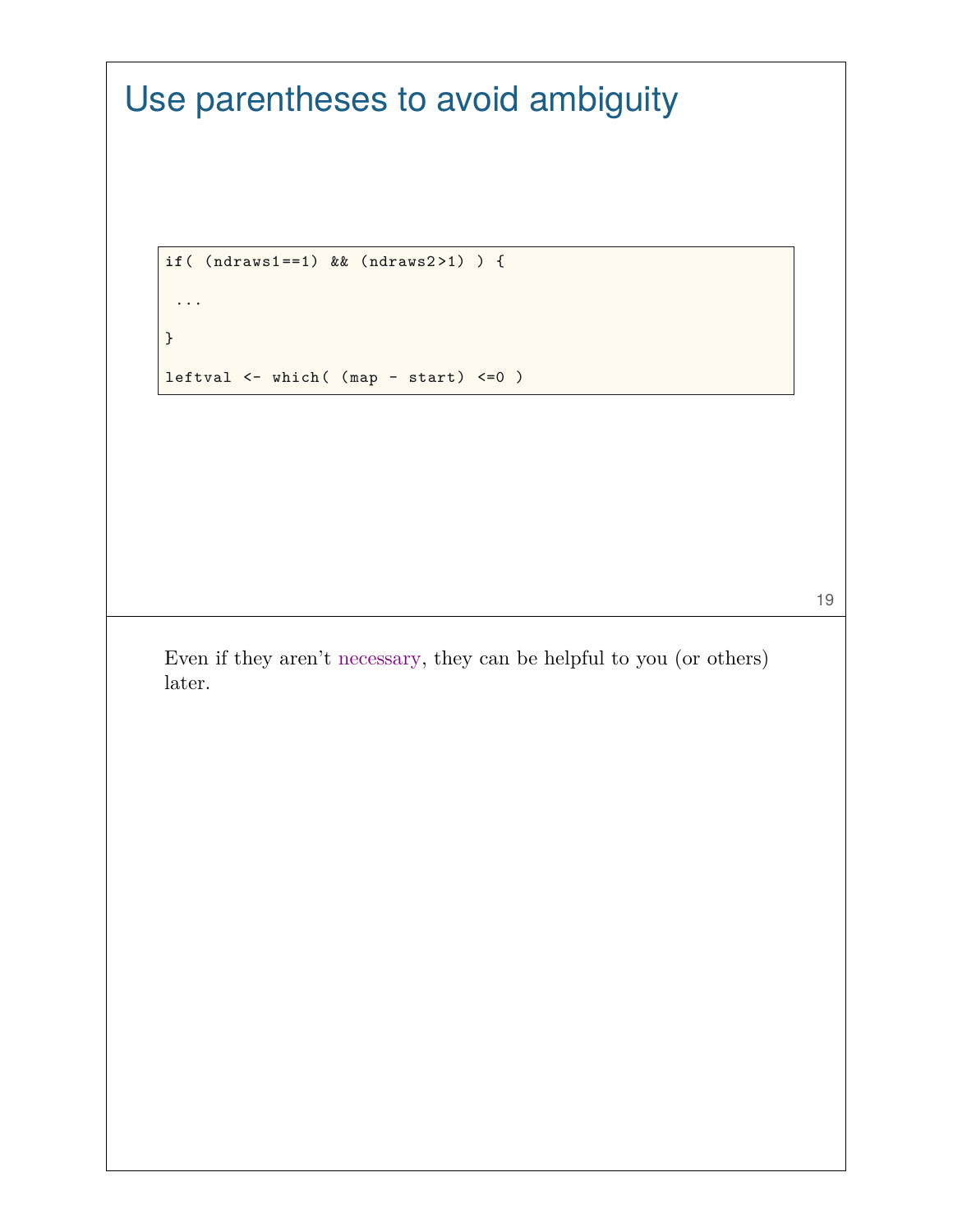# Use parentheses to avoid ambiguity

```
if( (ndraws1==1) && (ndraws2>1) ) {

 ...

}

leftval <- which( (map - start) <=0 )
```

Even if they aren't necessary, they can be helpful to you (or others) later.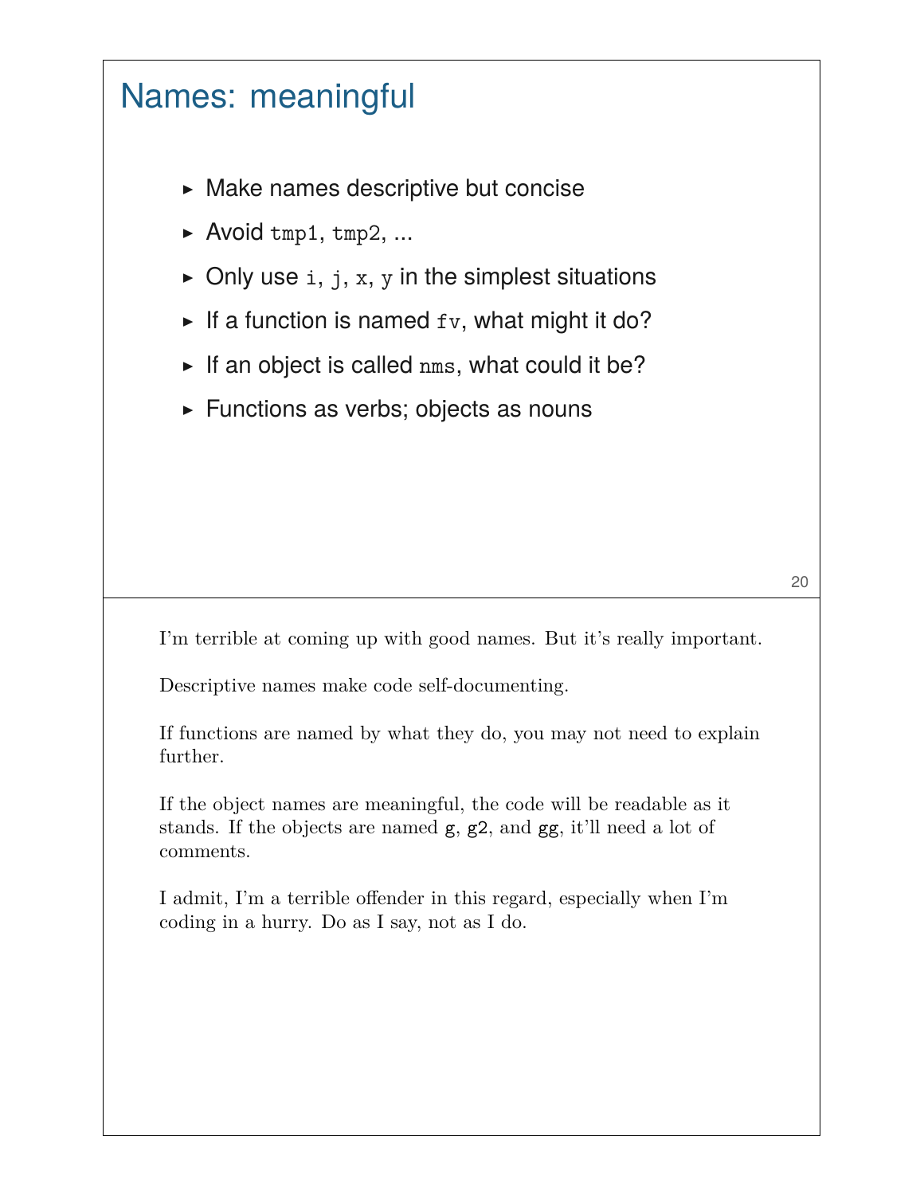# Names: meaningful

- Make names descriptive but concise
- Avoid `tmp1`, `tmp2`, ...
- Only use `i`, `j`, `x`, `y` in the simplest situations
- If a function is named `fv`, what might it do?
- If an object is called `nms`, what could it be?
- Functions as verbs; objects as nouns

I'm terrible at coming up with good names. But it's really important.

Descriptive names make code self-documenting.

If functions are named by what they do, you may not need to explain further.

If the object names are meaningful, the code will be readable as it stands. If the objects are named `g`, `g2`, and `gg`, it'll need a lot of comments.

I admit, I'm a terrible offender in this regard, especially when I'm coding in a hurry. Do as I say, not as I do.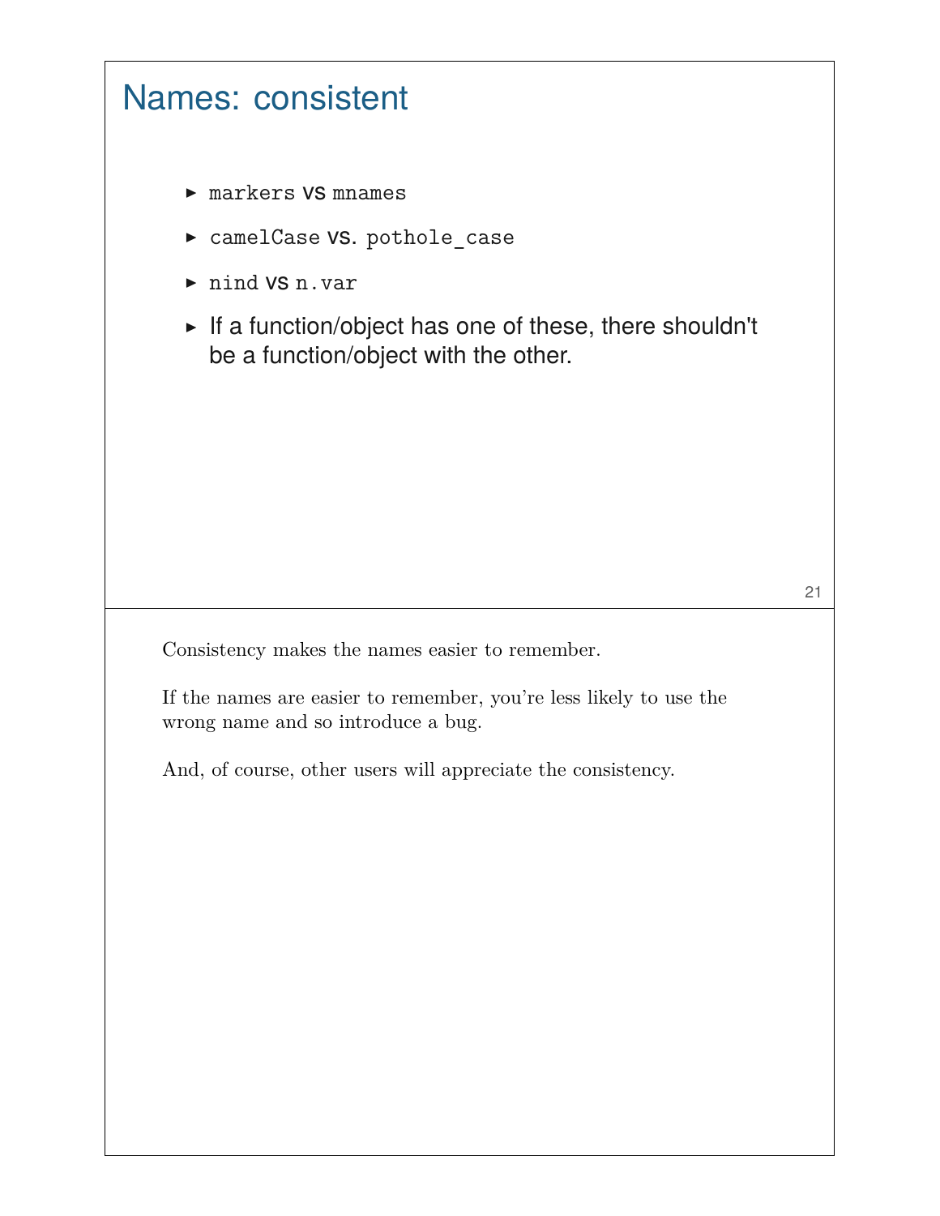## Names: consistent

- `markers` vs `mnames`
- `camelCase` vs. `pothole_case`
- `nind` vs `n.var`
- If a function/object has one of these, there shouldn't be a function/object with the other.

Consistency makes the names easier to remember.

If the names are easier to remember, you're less likely to use the wrong name and so introduce a bug.

And, of course, other users will appreciate the consistency.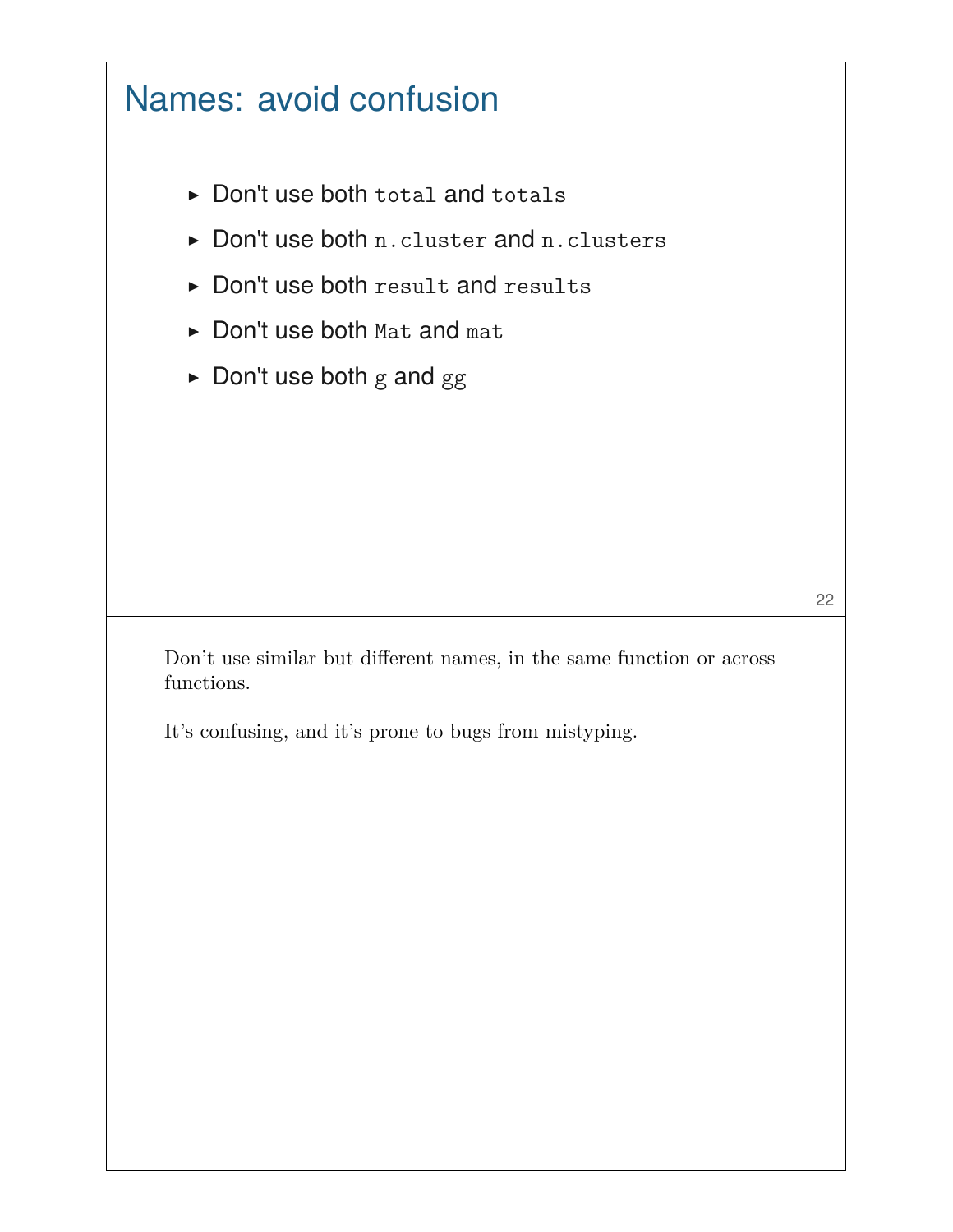## Names: avoid confusion

- Don't use both `total` and `totals`
- Don't use both `n.cluster` and `n.clusters`
- Don't use both `result` and `results`
- Don't use both `Mat` and `mat`
- Don't use both `g` and `gg`

Don't use similar but different names, in the same function or across functions.

It's confusing, and it's prone to bugs from mistyping.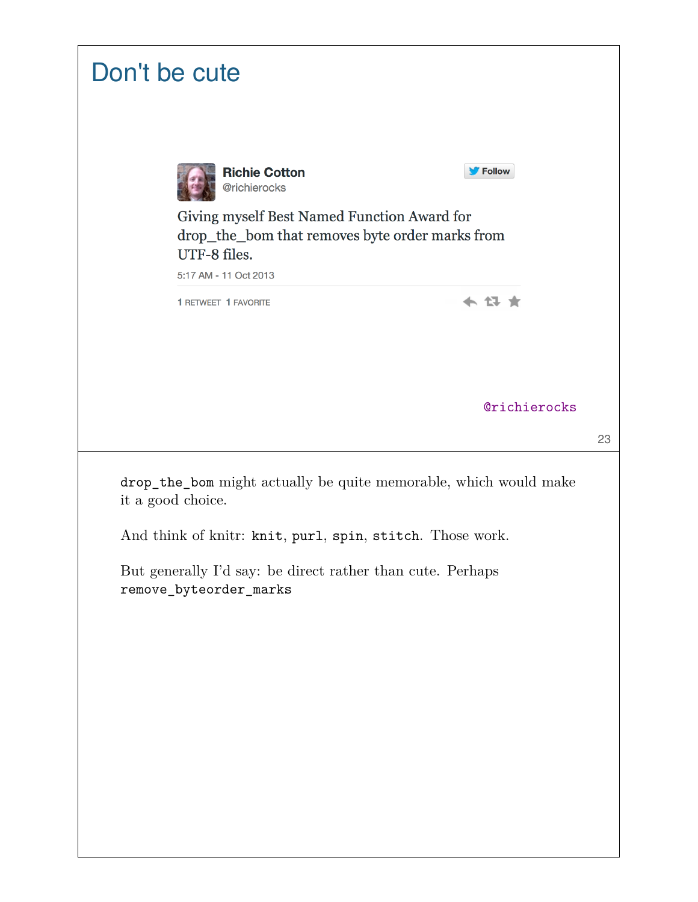# Don't be cute

**Richie Cotton**
@richierocks

Giving myself Best Named Function Award for drop_the_bom that removes byte order marks from UTF-8 files.

5:17 AM - 11 Oct 2013

1 RETWEET 1 FAVORITE

@richierocks

`drop_the_bom` might actually be quite memorable, which would make it a good choice.

And think of knitr: `knit`, `purl`, `spin`, `stitch`. Those work.

But generally I'd say: be direct rather than cute. Perhaps `remove_byteorder_marks`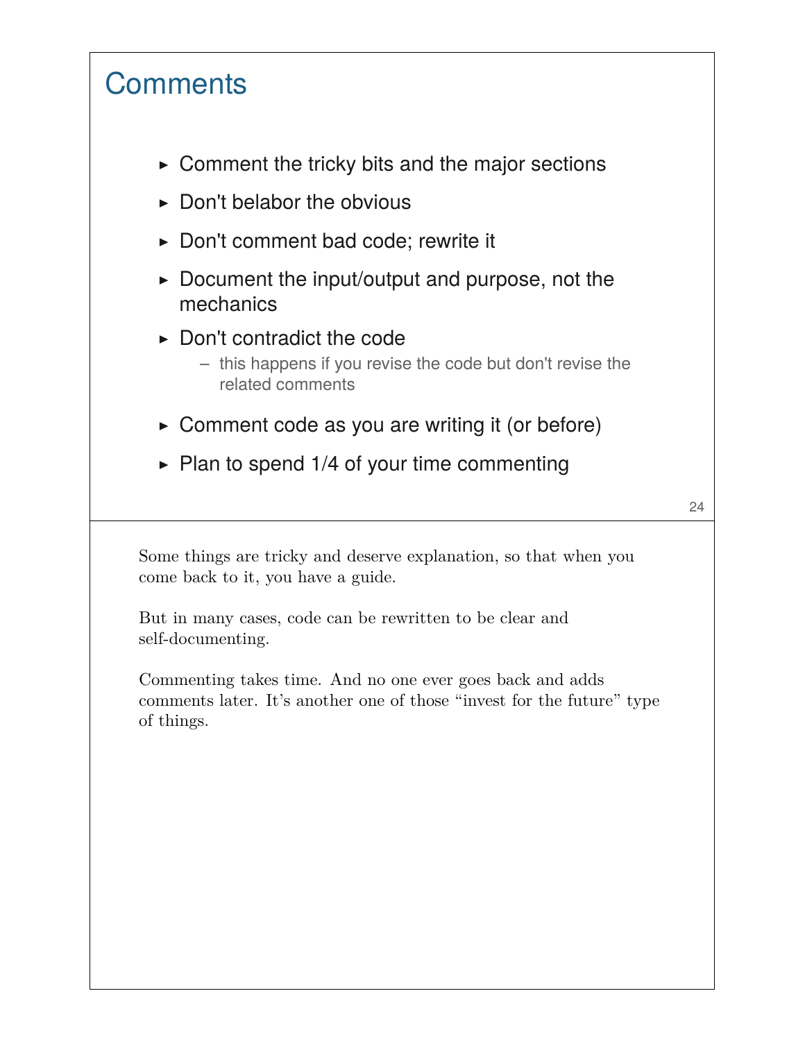# Comments

- Comment the tricky bits and the major sections
- Don't belabor the obvious
- Don't comment bad code; rewrite it
- Document the input/output and purpose, not the mechanics
- Don't contradict the code
  - this happens if you revise the code but don't revise the related comments
- Comment code as you are writing it (or before)
- Plan to spend 1/4 of your time commenting

Some things are tricky and deserve explanation, so that when you come back to it, you have a guide.

But in many cases, code can be rewritten to be clear and self-documenting.

Commenting takes time. And no one ever goes back and adds comments later. It's another one of those "invest for the future" type of things.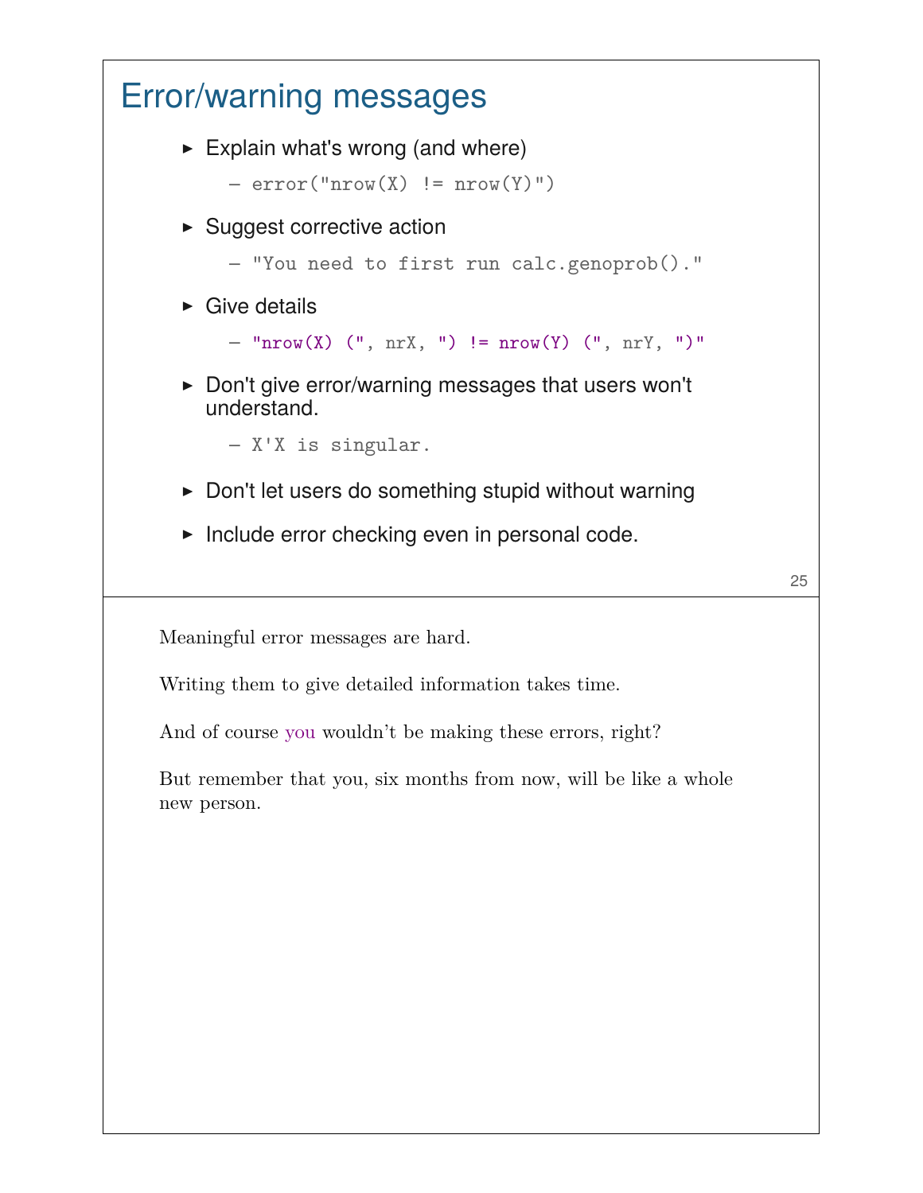## Error/warning messages

- Explain what's wrong (and where)
  - `error("nrow(X) != nrow(Y)")`
- Suggest corrective action
  - `"You need to first run calc.genoprob()."`
- Give details
  - `"nrow(X) (", nrX, ") != nrow(Y) (", nrY, ")"`
- Don't give error/warning messages that users won't understand.
  - `X'X is singular.`
- Don't let users do something stupid without warning
- Include error checking even in personal code.

Meaningful error messages are hard.

Writing them to give detailed information takes time.

And of course you wouldn't be making these errors, right?

But remember that you, six months from now, will be like a whole new person.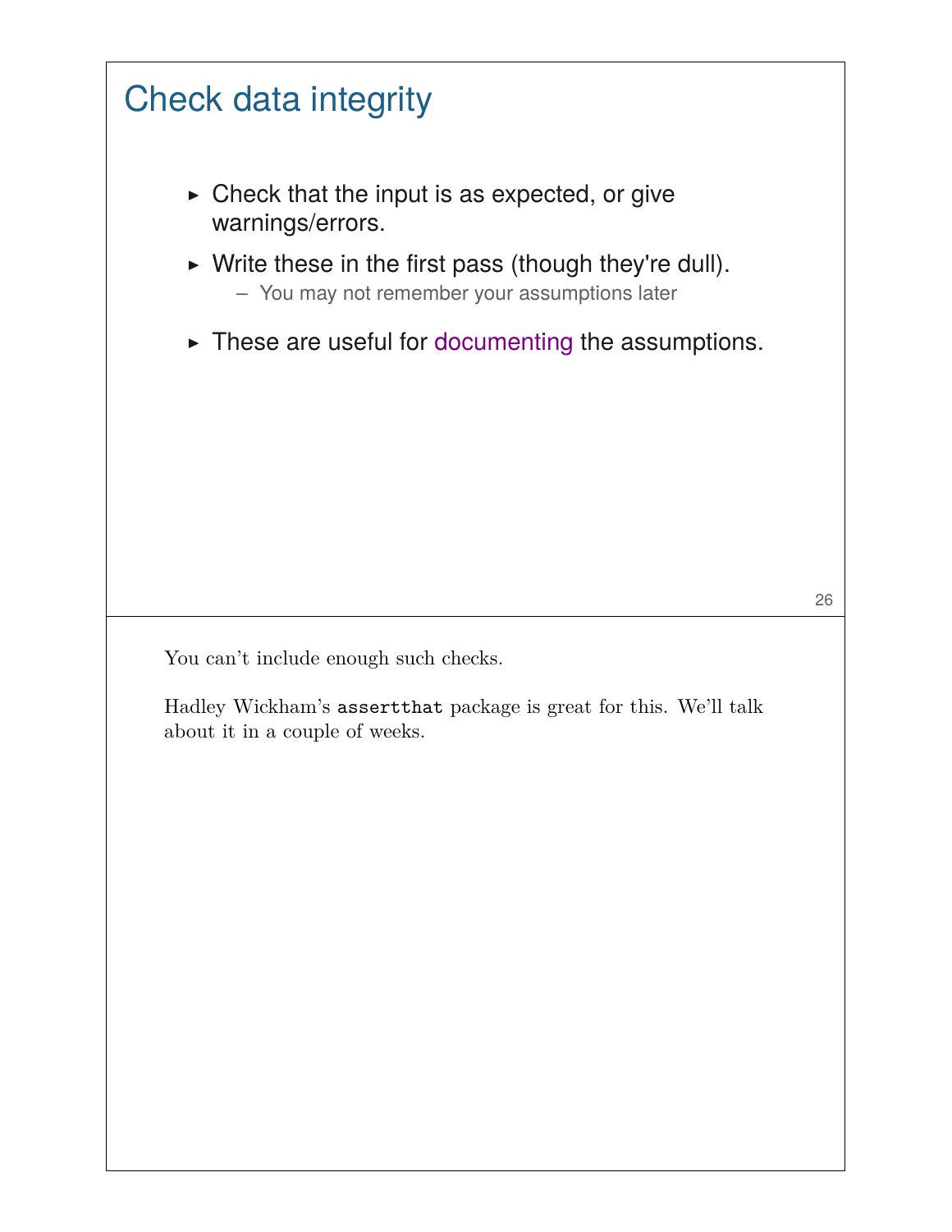## Check data integrity

- Check that the input is as expected, or give warnings/errors.
- Write these in the first pass (though they're dull).
  - You may not remember your assumptions later
- These are useful for documenting the assumptions.

You can't include enough such checks.

Hadley Wickham's `assertthat` package is great for this. We'll talk about it in a couple of weeks.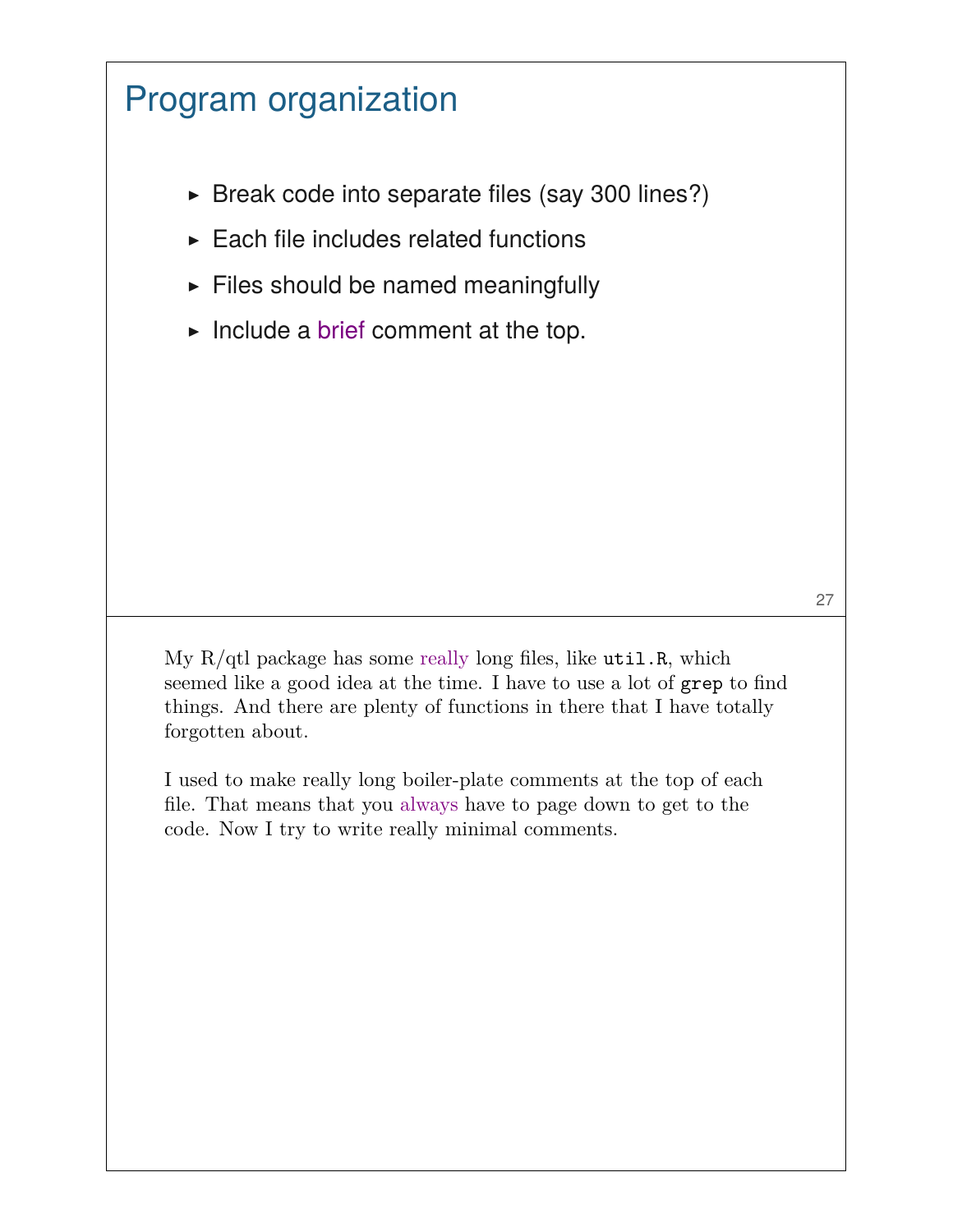# Program organization

- Break code into separate files (say 300 lines?)
- Each file includes related functions
- Files should be named meaningfully
- Include a brief comment at the top.

My R/qtl package has some really long files, like `util.R`, which seemed like a good idea at the time. I have to use a lot of `grep` to find things. And there are plenty of functions in there that I have totally forgotten about.

I used to make really long boiler-plate comments at the top of each file. That means that you always have to page down to get to the code. Now I try to write really minimal comments.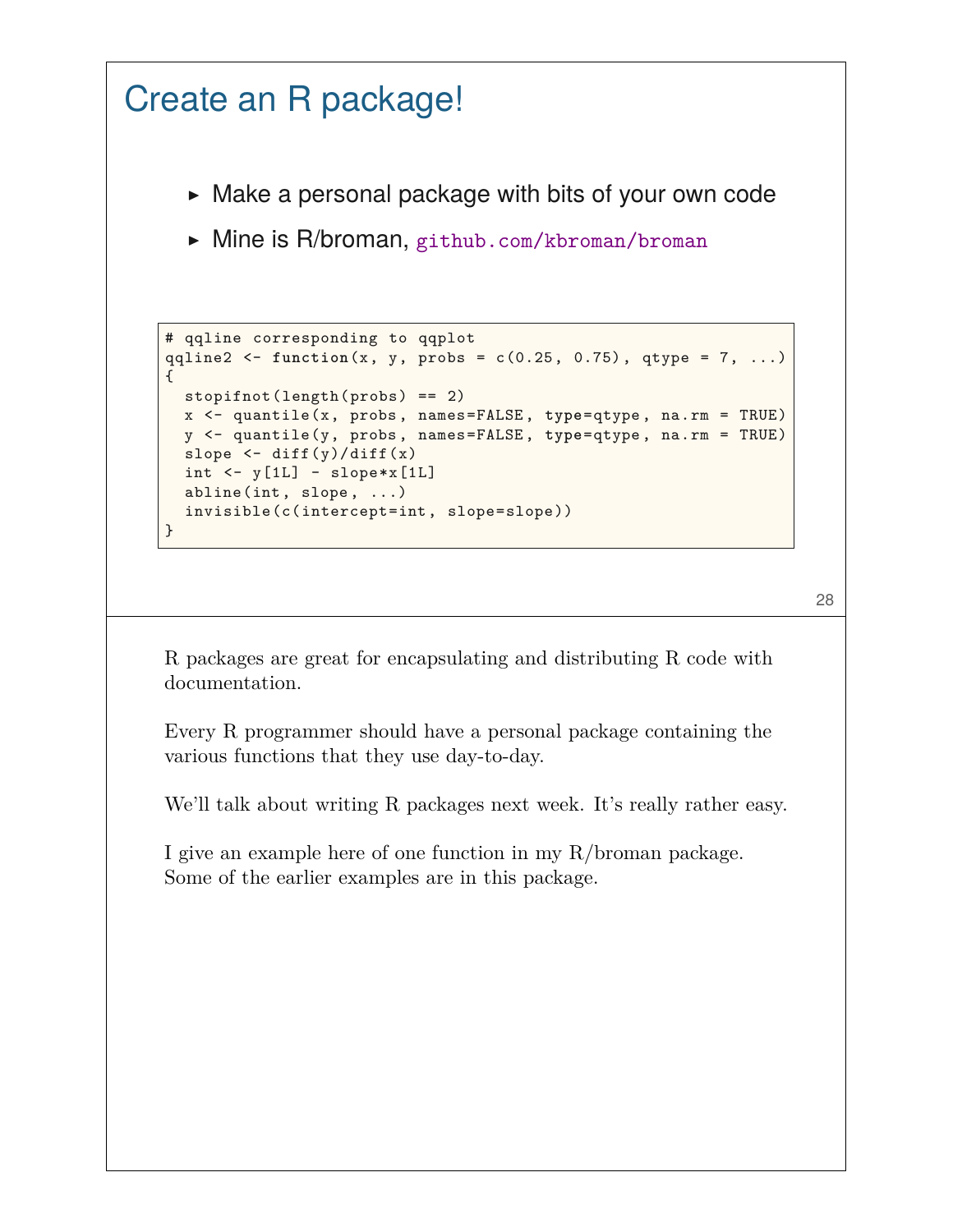# Create an R package!

- Make a personal package with bits of your own code
- Mine is R/broman, github.com/kbroman/broman

```
# qqline corresponding to qqplot
qqline2 <- function(x, y, probs = c(0.25, 0.75), qtype = 7, ...)
{
  stopifnot(length(probs) == 2)
  x <- quantile(x, probs, names=FALSE, type=qtype, na.rm = TRUE)
  y <- quantile(y, probs, names=FALSE, type=qtype, na.rm = TRUE)
  slope <- diff(y)/diff(x)
  int <- y[1L] - slope*x[1L]
  abline(int, slope, ...)
  invisible(c(intercept=int, slope=slope))
}
```

R packages are great for encapsulating and distributing R code with documentation.

Every R programmer should have a personal package containing the various functions that they use day-to-day.

We'll talk about writing R packages next week. It's really rather easy.

I give an example here of one function in my R/broman package. Some of the earlier examples are in this package.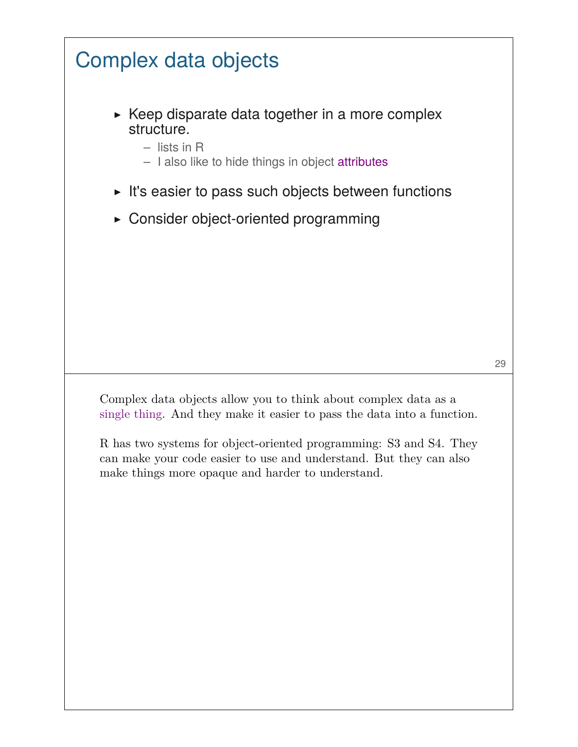# Complex data objects

- Keep disparate data together in a more complex structure.
  - lists in R
  - I also like to hide things in object attributes
- It's easier to pass such objects between functions
- Consider object-oriented programming

Complex data objects allow you to think about complex data as a single thing. And they make it easier to pass the data into a function.

R has two systems for object-oriented programming: S3 and S4. They can make your code easier to use and understand. But they can also make things more opaque and harder to understand.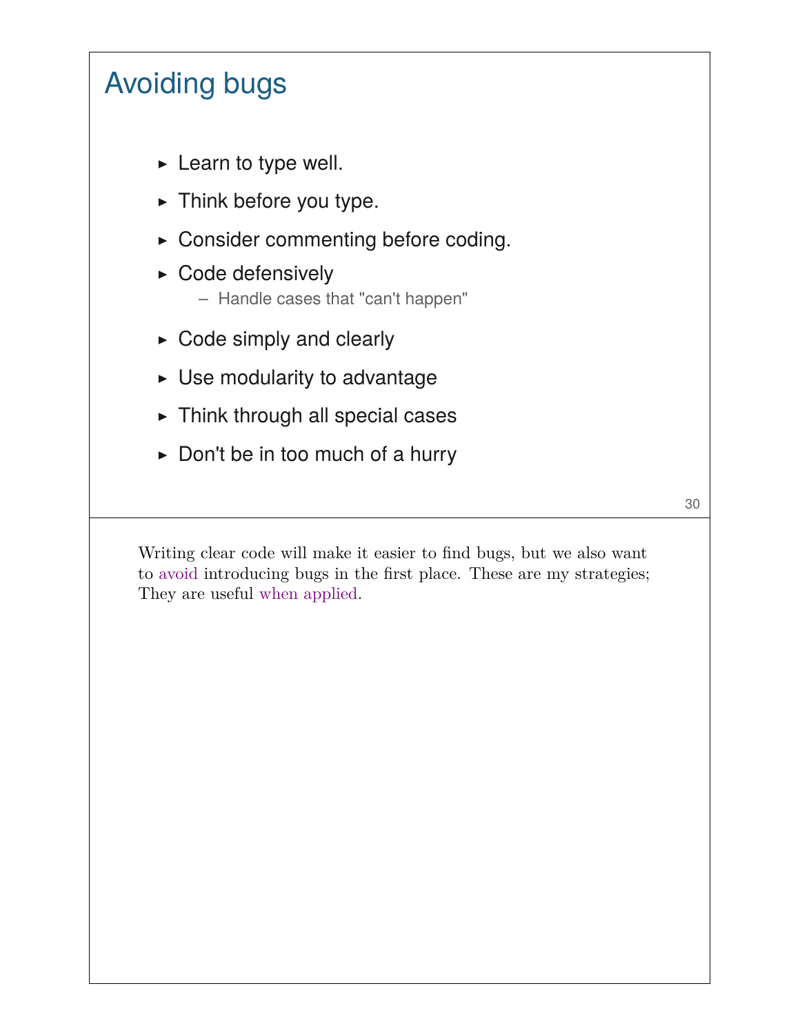# Avoiding bugs

- Learn to type well.
- Think before you type.
- Consider commenting before coding.
- Code defensively
  - Handle cases that "can't happen"
- Code simply and clearly
- Use modularity to advantage
- Think through all special cases
- Don't be in too much of a hurry

Writing clear code will make it easier to find bugs, but we also want to avoid introducing bugs in the first place. These are my strategies; They are useful when applied.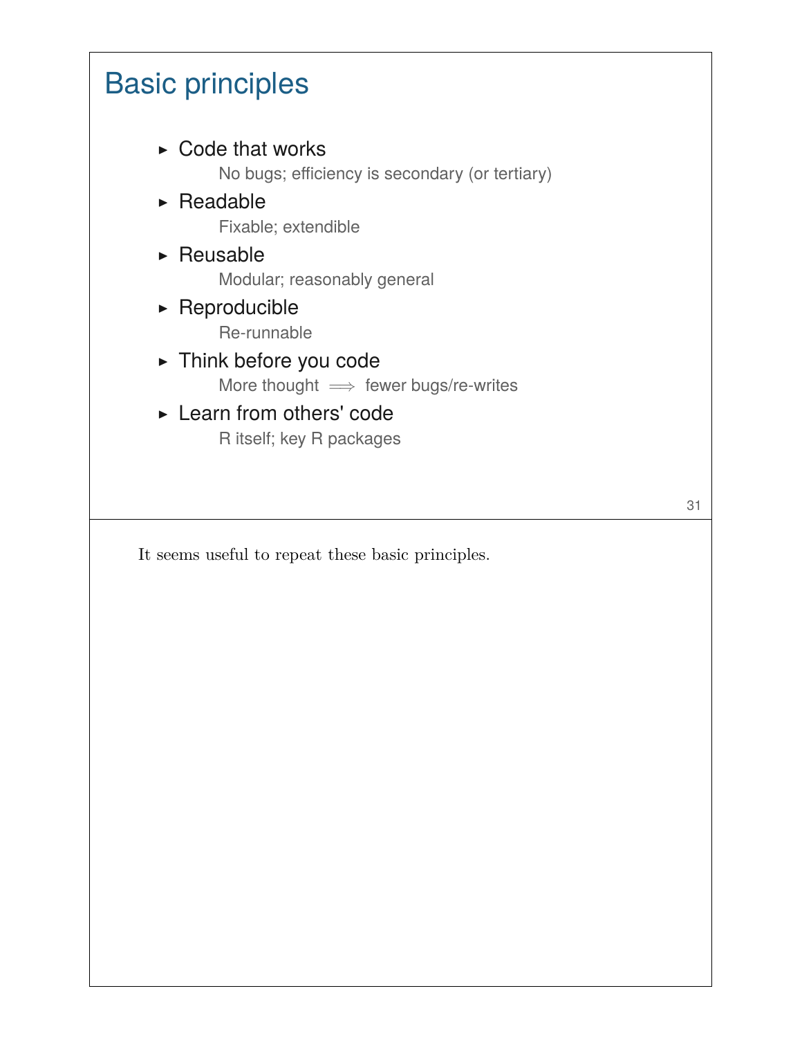# Basic principles

- Code that works
  
  No bugs; efficiency is secondary (or tertiary)

- Readable
  
  Fixable; extendible

- Reusable
  
  Modular; reasonably general

- Reproducible
  
  Re-runnable

- Think before you code
  
  More thought $\Longrightarrow$ fewer bugs/re-writes

- Learn from others' code
  
  R itself; key R packages

It seems useful to repeat these basic principles.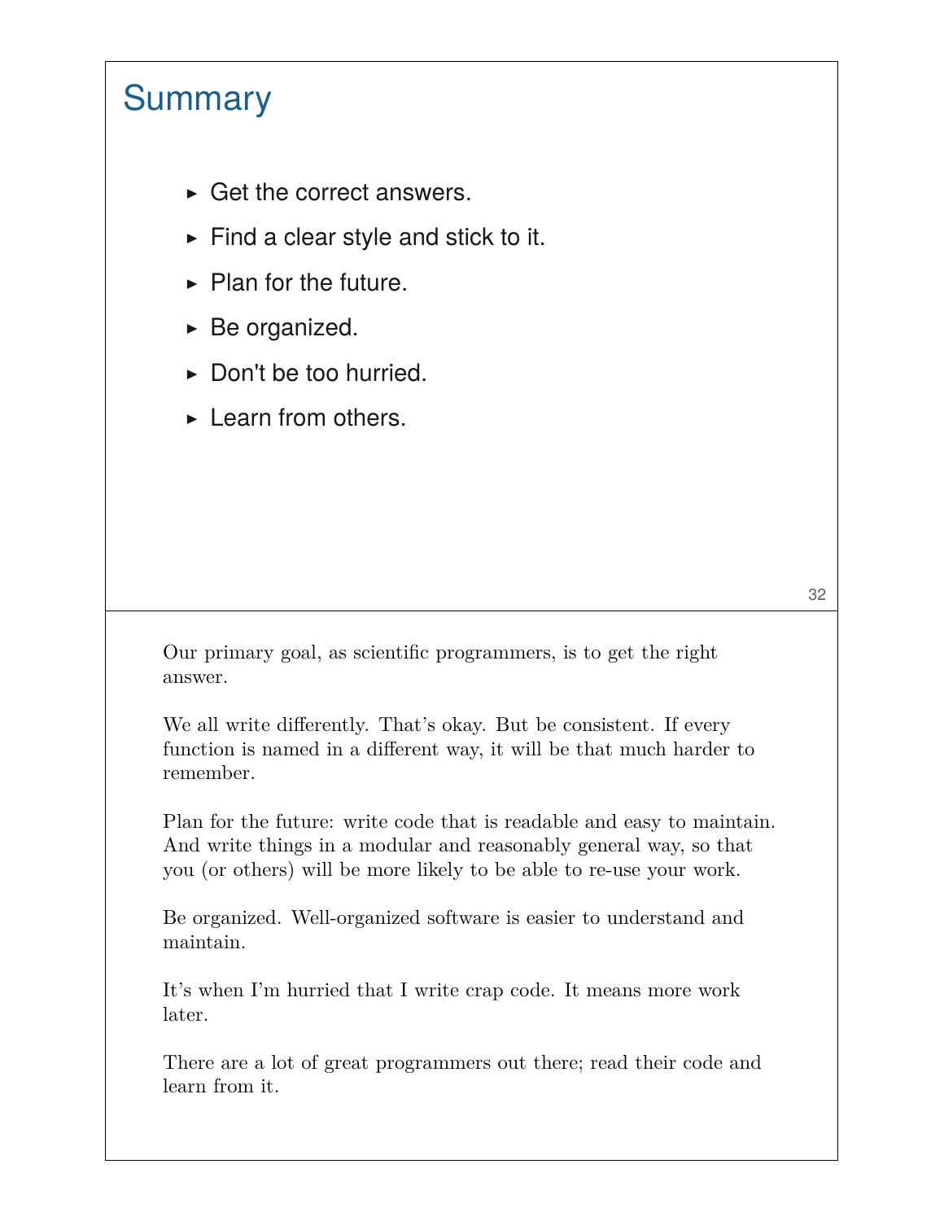## Summary

- Get the correct answers.
- Find a clear style and stick to it.
- Plan for the future.
- Be organized.
- Don't be too hurried.
- Learn from others.

Our primary goal, as scientific programmers, is to get the right answer.

We all write differently. That's okay. But be consistent. If every function is named in a different way, it will be that much harder to remember.

Plan for the future: write code that is readable and easy to maintain. And write things in a modular and reasonably general way, so that you (or others) will be more likely to be able to re-use your work.

Be organized. Well-organized software is easier to understand and maintain.

It's when I'm hurried that I write crap code. It means more work later.

There are a lot of great programmers out there; read their code and learn from it.